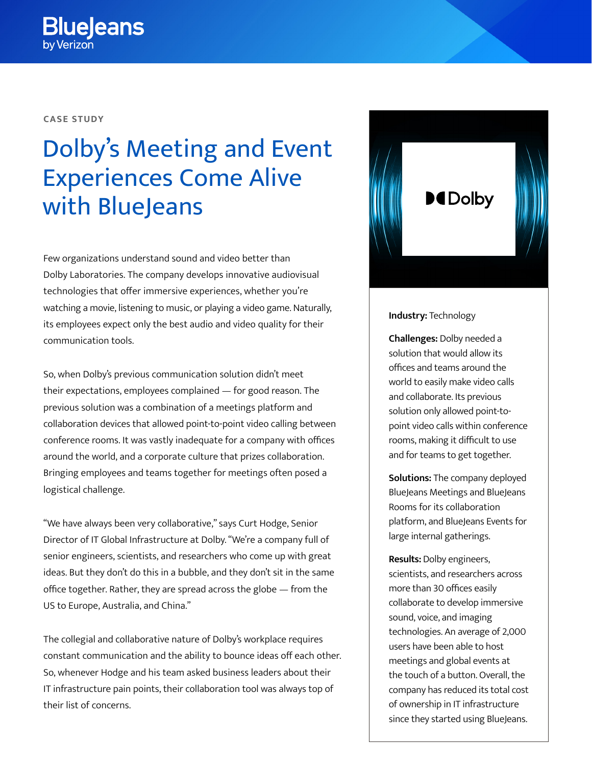CASE STUDY

# Dolby's Meeting and Event Experiences Come Alive with BlueJeans

Few organizations understand sound and video better than Dolby Laboratories. The company develops innovative audiovisual technologies that offer immersive experiences, whether you're watching a movie, listening to music, or playing a video game. Naturally, its employees expect only the best audio and video quality for their communication tools.

So, when Dolby's previous communication solution didn't meet their expectations, employees complained — for good reason. The previous solution was a combination of a meetings platform and collaboration devices that allowed point-to-point video calling between conference rooms. It was vastly inadequate for a company with offices around the world, and a corporate culture that prizes collaboration. Bringing employees and teams together for meetings often posed a logistical challenge.

"We have always been very collaborative," says Curt Hodge, Senior Director of IT Global Infrastructure at Dolby. "We're a company full of senior engineers, scientists, and researchers who come up with great ideas. But they don't do this in a bubble, and they don't sit in the same office together. Rather, they are spread across the globe — from the US to Europe, Australia, and China."

The collegial and collaborative nature of Dolby's workplace requires constant communication and the ability to bounce ideas off each other. So, whenever Hodge and his team asked business leaders about their IT infrastructure pain points, their collaboration tool was always top of their list of concerns.

**Industry:** Technology

**Challenges:** Dolby needed a solution that would allow its offices and teams around the world to easily make video calls and collaborate. Its previous solution only allowed point-to-point video calls within conference rooms, making it difficult to use and for teams to get together.

**Solutions:** The company deployed BlueJeans Meetings and BlueJeans Rooms for its collaboration platform, and BlueJeans Events for large internal gatherings.

**Results:** Dolby engineers, scientists, and researchers across more than 30 offices easily collaborate to develop immersive sound, voice, and imaging technologies. An average of 2,000 users have been able to host meetings and global events at the touch of a button. Overall, the company has reduced its total cost of ownership in IT infrastructure since they started using BlueJeans.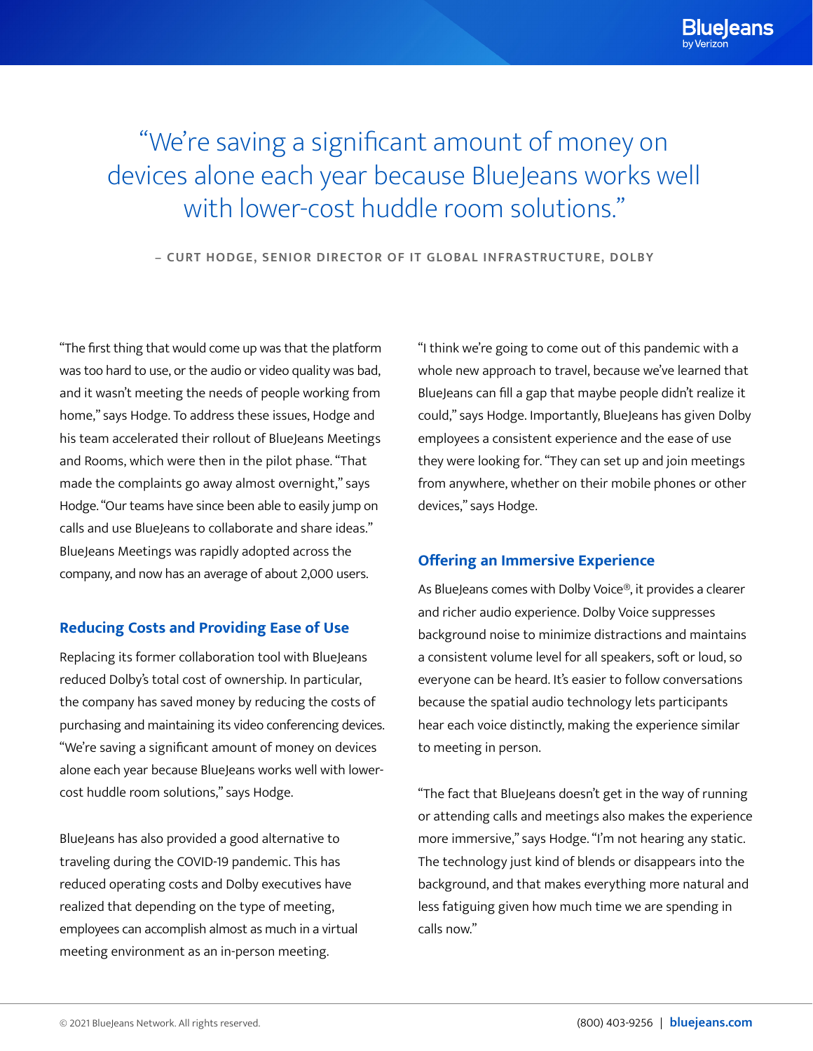> "We're saving a significant amount of money on devices alone each year because BlueJeans works well with lower-cost huddle room solutions."
>
> – CURT HODGE, SENIOR DIRECTOR OF IT GLOBAL INFRASTRUCTURE, DOLBY

"The first thing that would come up was that the platform was too hard to use, or the audio or video quality was bad, and it wasn't meeting the needs of people working from home," says Hodge. To address these issues, Hodge and his team accelerated their rollout of BlueJeans Meetings and Rooms, which were then in the pilot phase. "That made the complaints go away almost overnight," says Hodge. "Our teams have since been able to easily jump on calls and use BlueJeans to collaborate and share ideas." BlueJeans Meetings was rapidly adopted across the company, and now has an average of about 2,000 users.

## Reducing Costs and Providing Ease of Use

Replacing its former collaboration tool with BlueJeans reduced Dolby's total cost of ownership. In particular, the company has saved money by reducing the costs of purchasing and maintaining its video conferencing devices. "We're saving a significant amount of money on devices alone each year because BlueJeans works well with lower-cost huddle room solutions," says Hodge.

BlueJeans has also provided a good alternative to traveling during the COVID-19 pandemic. This has reduced operating costs and Dolby executives have realized that depending on the type of meeting, employees can accomplish almost as much in a virtual meeting environment as an in-person meeting.

"I think we're going to come out of this pandemic with a whole new approach to travel, because we've learned that BlueJeans can fill a gap that maybe people didn't realize it could," says Hodge. Importantly, BlueJeans has given Dolby employees a consistent experience and the ease of use they were looking for. "They can set up and join meetings from anywhere, whether on their mobile phones or other devices," says Hodge.

## Offering an Immersive Experience

As BlueJeans comes with Dolby Voice®, it provides a clearer and richer audio experience. Dolby Voice suppresses background noise to minimize distractions and maintains a consistent volume level for all speakers, soft or loud, so everyone can be heard. It's easier to follow conversations because the spatial audio technology lets participants hear each voice distinctly, making the experience similar to meeting in person.

"The fact that BlueJeans doesn't get in the way of running or attending calls and meetings also makes the experience more immersive," says Hodge. "I'm not hearing any static. The technology just kind of blends or disappears into the background, and that makes everything more natural and less fatiguing given how much time we are spending in calls now."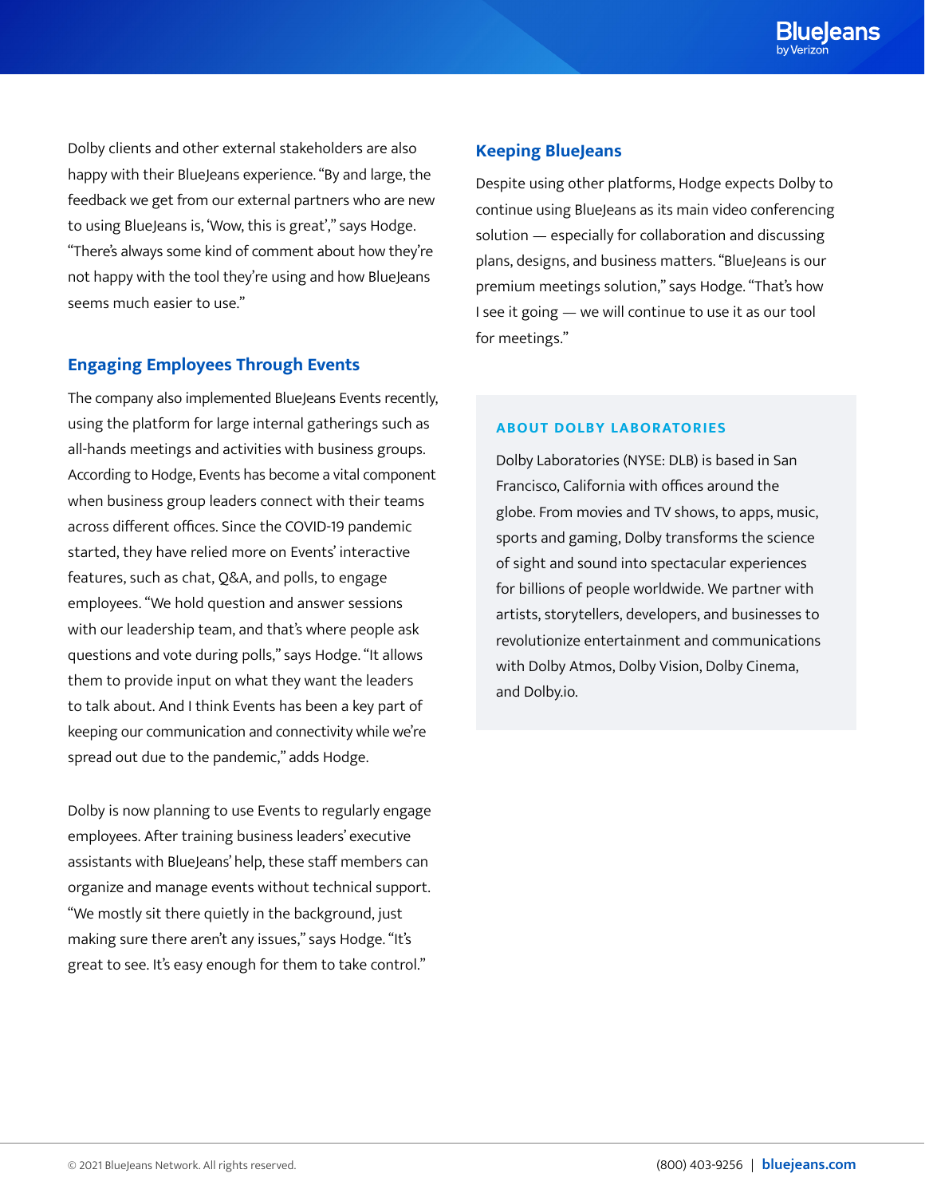Dolby clients and other external stakeholders are also happy with their BlueJeans experience. "By and large, the feedback we get from our external partners who are new to using BlueJeans is, 'Wow, this is great'," says Hodge. "There's always some kind of comment about how they're not happy with the tool they're using and how BlueJeans seems much easier to use."

## Engaging Employees Through Events

The company also implemented BlueJeans Events recently, using the platform for large internal gatherings such as all-hands meetings and activities with business groups. According to Hodge, Events has become a vital component when business group leaders connect with their teams across different offices. Since the COVID-19 pandemic started, they have relied more on Events' interactive features, such as chat, Q&A, and polls, to engage employees. "We hold question and answer sessions with our leadership team, and that's where people ask questions and vote during polls," says Hodge. "It allows them to provide input on what they want the leaders to talk about. And I think Events has been a key part of keeping our communication and connectivity while we're spread out due to the pandemic," adds Hodge.

Dolby is now planning to use Events to regularly engage employees. After training business leaders' executive assistants with BlueJeans' help, these staff members can organize and manage events without technical support. "We mostly sit there quietly in the background, just making sure there aren't any issues," says Hodge. "It's great to see. It's easy enough for them to take control."

## Keeping BlueJeans

Despite using other platforms, Hodge expects Dolby to continue using BlueJeans as its main video conferencing solution — especially for collaboration and discussing plans, designs, and business matters. "BlueJeans is our premium meetings solution," says Hodge. "That's how I see it going — we will continue to use it as our tool for meetings."

### ABOUT DOLBY LABORATORIES

Dolby Laboratories (NYSE: DLB) is based in San Francisco, California with offices around the globe. From movies and TV shows, to apps, music, sports and gaming, Dolby transforms the science of sight and sound into spectacular experiences for billions of people worldwide. We partner with artists, storytellers, developers, and businesses to revolutionize entertainment and communications with Dolby Atmos, Dolby Vision, Dolby Cinema, and Dolby.io.